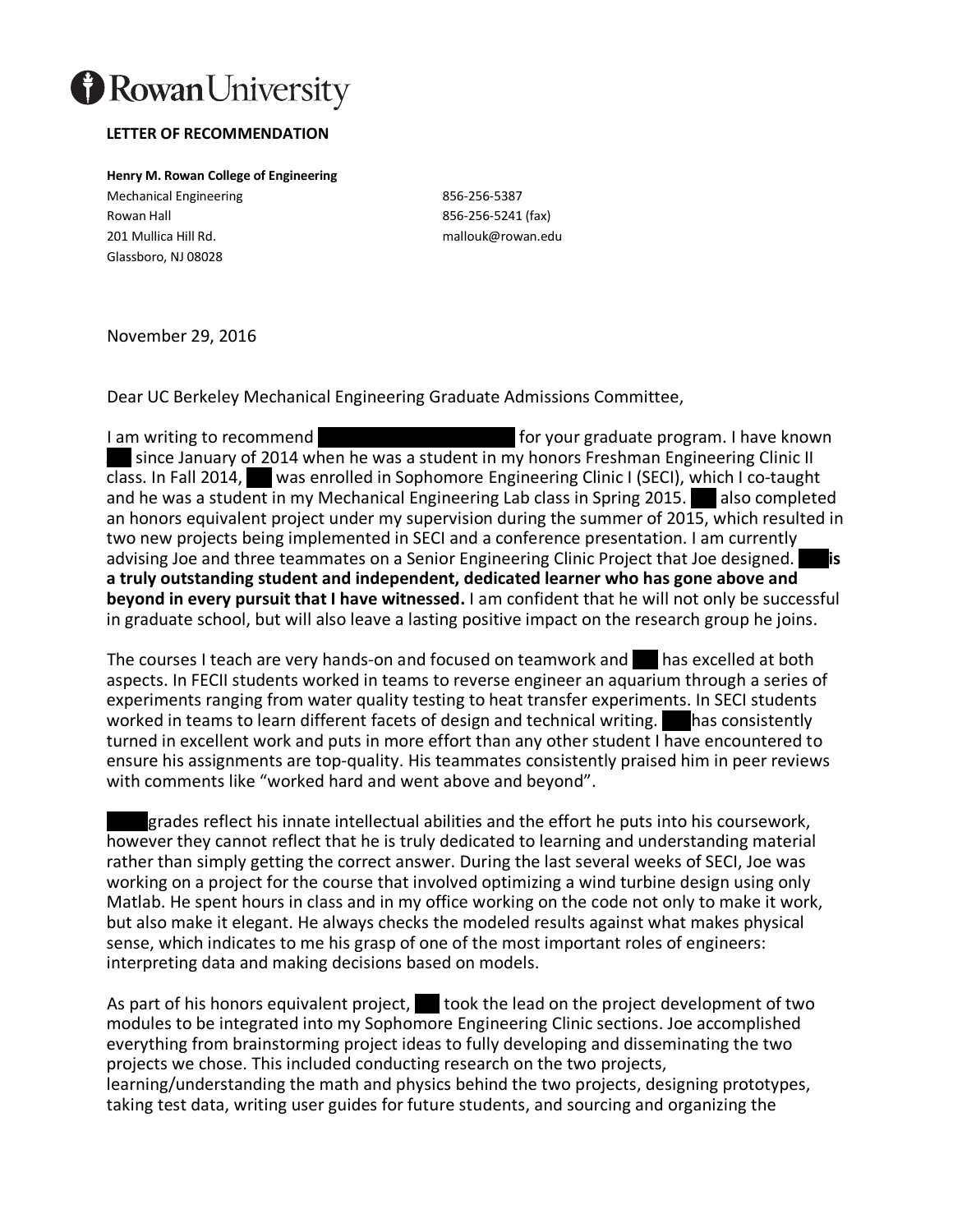# Rowan University

**LETTER OF RECOMMENDATION**

**Henry M. Rowan College of Engineering**
Mechanical Engineering
Rowan Hall
201 Mullica Hill Rd.
Glassboro, NJ 08028

856-256-5387
856-256-5241 (fax)
mallouk@rowan.edu

November 29, 2016

Dear UC Berkeley Mechanical Engineering Graduate Admissions Committee,

I am writing to recommend [REDACTED] for your graduate program. I have known [REDACTED] since January of 2014 when he was a student in my honors Freshman Engineering Clinic II class. In Fall 2014, [REDACTED] was enrolled in Sophomore Engineering Clinic I (SECI), which I co-taught and he was a student in my Mechanical Engineering Lab class in Spring 2015. [REDACTED] also completed an honors equivalent project under my supervision during the summer of 2015, which resulted in two new projects being implemented in SECI and a conference presentation. I am currently advising Joe and three teammates on a Senior Engineering Clinic Project that Joe designed. [REDACTED] **is a truly outstanding student and independent, dedicated learner who has gone above and beyond in every pursuit that I have witnessed.** I am confident that he will not only be successful in graduate school, but will also leave a lasting positive impact on the research group he joins.

The courses I teach are very hands-on and focused on teamwork and [REDACTED] has excelled at both aspects. In FECII students worked in teams to reverse engineer an aquarium through a series of experiments ranging from water quality testing to heat transfer experiments. In SECI students worked in teams to learn different facets of design and technical writing. [REDACTED] has consistently turned in excellent work and puts in more effort than any other student I have encountered to ensure his assignments are top-quality. His teammates consistently praised him in peer reviews with comments like "worked hard and went above and beyond".

[REDACTED] grades reflect his innate intellectual abilities and the effort he puts into his coursework, however they cannot reflect that he is truly dedicated to learning and understanding material rather than simply getting the correct answer. During the last several weeks of SECI, Joe was working on a project for the course that involved optimizing a wind turbine design using only Matlab. He spent hours in class and in my office working on the code not only to make it work, but also make it elegant. He always checks the modeled results against what makes physical sense, which indicates to me his grasp of one of the most important roles of engineers: interpreting data and making decisions based on models.

As part of his honors equivalent project, [REDACTED] took the lead on the project development of two modules to be integrated into my Sophomore Engineering Clinic sections. Joe accomplished everything from brainstorming project ideas to fully developing and disseminating the two projects we chose. This included conducting research on the two projects, learning/understanding the math and physics behind the two projects, designing prototypes, taking test data, writing user guides for future students, and sourcing and organizing the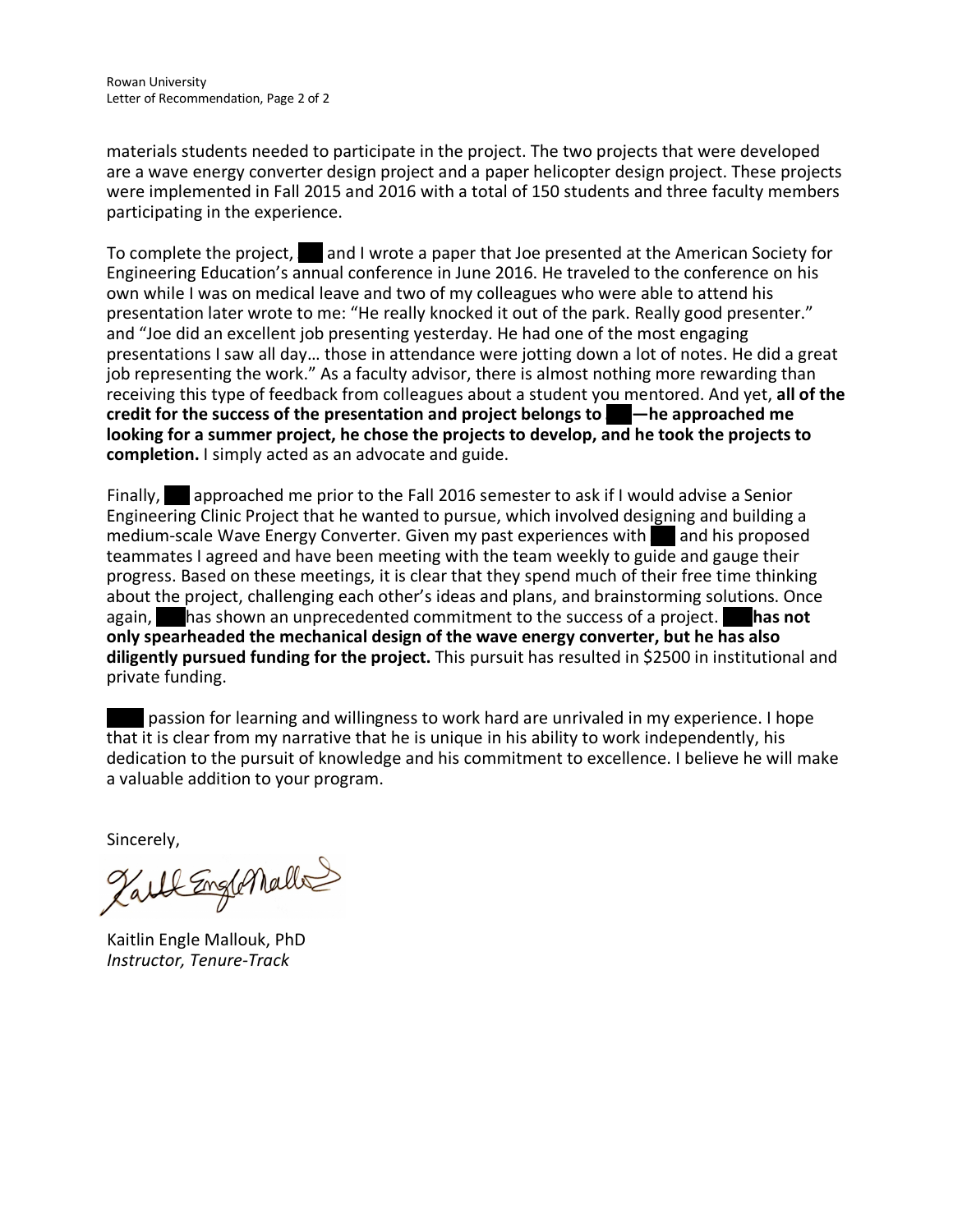materials students needed to participate in the project. The two projects that were developed are a wave energy converter design project and a paper helicopter design project. These projects were implemented in Fall 2015 and 2016 with a total of 150 students and three faculty members participating in the experience.

To complete the project, ███ and I wrote a paper that Joe presented at the American Society for Engineering Education's annual conference in June 2016. He traveled to the conference on his own while I was on medical leave and two of my colleagues who were able to attend his presentation later wrote to me: "He really knocked it out of the park. Really good presenter." and "Joe did an excellent job presenting yesterday. He had one of the most engaging presentations I saw all day… those in attendance were jotting down a lot of notes. He did a great job representing the work." As a faculty advisor, there is almost nothing more rewarding than receiving this type of feedback from colleagues about a student you mentored. And yet, **all of the credit for the success of the presentation and project belongs to ███—he approached me looking for a summer project, he chose the projects to develop, and he took the projects to completion.** I simply acted as an advocate and guide.

Finally, ███ approached me prior to the Fall 2016 semester to ask if I would advise a Senior Engineering Clinic Project that he wanted to pursue, which involved designing and building a medium-scale Wave Energy Converter. Given my past experiences with ███ and his proposed teammates I agreed and have been meeting with the team weekly to guide and gauge their progress. Based on these meetings, it is clear that they spend much of their free time thinking about the project, challenging each other's ideas and plans, and brainstorming solutions. Once again, ███ has shown an unprecedented commitment to the success of a project. **███ has not only spearheaded the mechanical design of the wave energy converter, but he has also diligently pursued funding for the project.** This pursuit has resulted in $2500 in institutional and private funding.

████ passion for learning and willingness to work hard are unrivaled in my experience. I hope that it is clear from my narrative that he is unique in his ability to work independently, his dedication to the pursuit of knowledge and his commitment to excellence. I believe he will make a valuable addition to your program.

Sincerely,

Kaitlin Engle Mallouk, PhD
*Instructor, Tenure-Track*